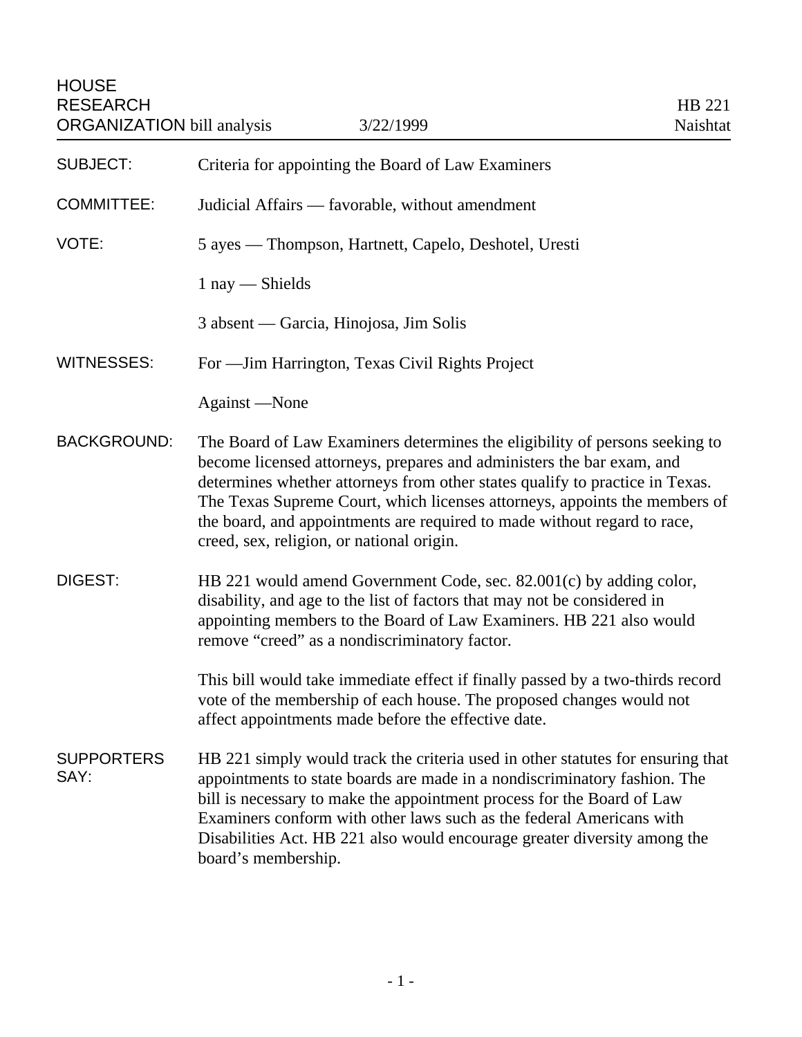HOUSE RESEARCH ORGANIZATION bill analysis | 3/22/1999 | HB 221 Naishtat

| | |
|---|---|
| SUBJECT: | Criteria for appointing the Board of Law Examiners |
| COMMITTEE: | Judicial Affairs — favorable, without amendment |
| VOTE: | 5 ayes — Thompson, Hartnett, Capelo, Deshotel, Uresti<br><br>1 nay — Shields<br><br>3 absent — Garcia, Hinojosa, Jim Solis |
| WITNESSES: | For —Jim Harrington, Texas Civil Rights Project<br><br>Against —None |
| BACKGROUND: | The Board of Law Examiners determines the eligibility of persons seeking to become licensed attorneys, prepares and administers the bar exam, and determines whether attorneys from other states qualify to practice in Texas. The Texas Supreme Court, which licenses attorneys, appoints the members of the board, and appointments are required to made without regard to race, creed, sex, religion, or national origin. |
| DIGEST: | HB 221 would amend Government Code, sec. 82.001(c) by adding color, disability, and age to the list of factors that may not be considered in appointing members to the Board of Law Examiners. HB 221 also would remove "creed" as a nondiscriminatory factor.<br><br>This bill would take immediate effect if finally passed by a two-thirds record vote of the membership of each house. The proposed changes would not affect appointments made before the effective date. |
| SUPPORTERS SAY: | HB 221 simply would track the criteria used in other statutes for ensuring that appointments to state boards are made in a nondiscriminatory fashion. The bill is necessary to make the appointment process for the Board of Law Examiners conform with other laws such as the federal Americans with Disabilities Act. HB 221 also would encourage greater diversity among the board's membership. |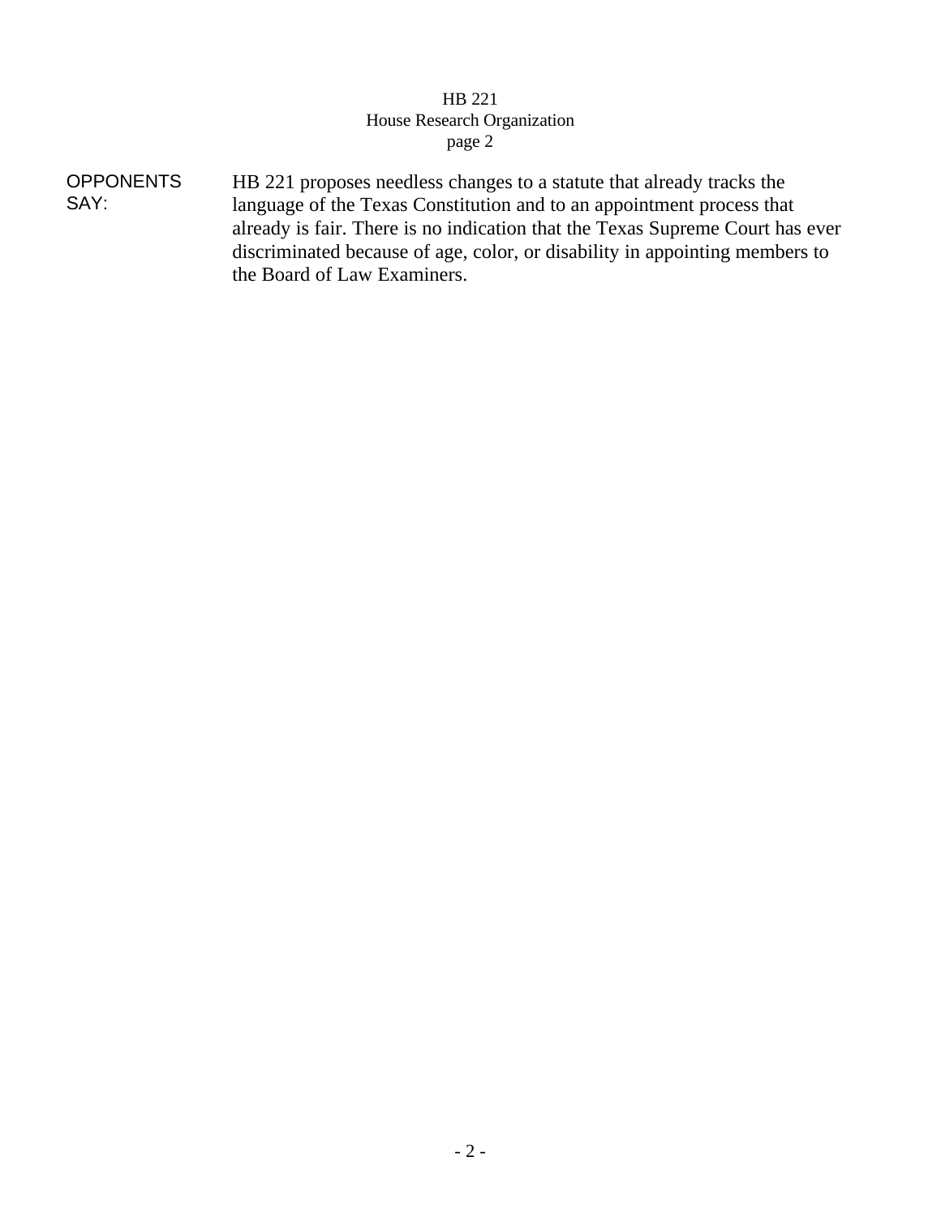**OPPONENTS SAY:** HB 221 proposes needless changes to a statute that already tracks the language of the Texas Constitution and to an appointment process that already is fair. There is no indication that the Texas Supreme Court has ever discriminated because of age, color, or disability in appointing members to the Board of Law Examiners.